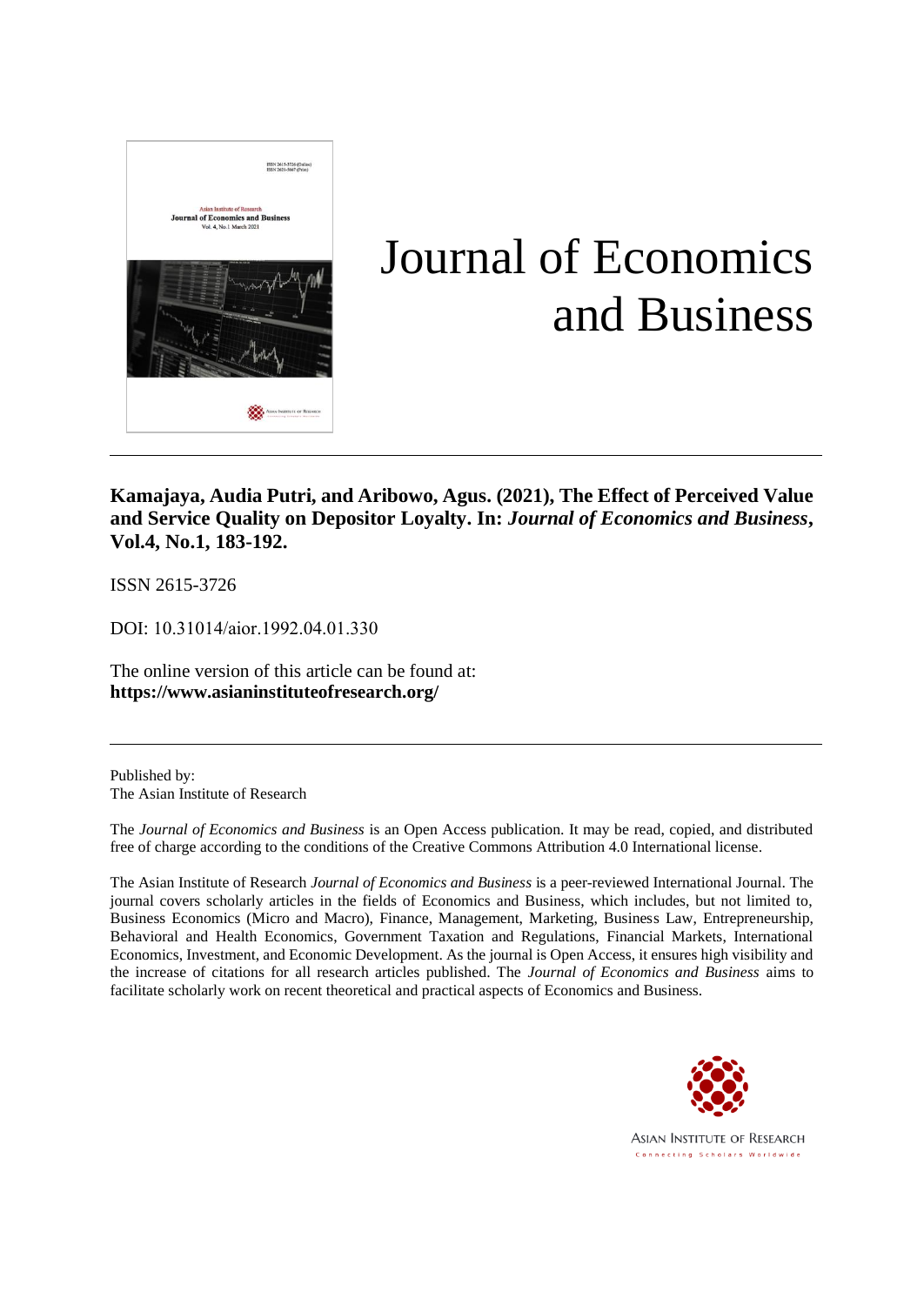# Journal of Economics and Business

**Kamajaya, Audia Putri, and Aribowo, Agus. (2021), The Effect of Perceived Value and Service Quality on Depositor Loyalty. In: *Journal of Economics and Business*, Vol.4, No.1, 183-192.**

ISSN 2615-3726

DOI: 10.31014/aior.1992.04.01.330

The online version of this article can be found at:
**https://www.asianinstituteofresearch.org/**

Published by:
The Asian Institute of Research

The *Journal of Economics and Business* is an Open Access publication. It may be read, copied, and distributed free of charge according to the conditions of the Creative Commons Attribution 4.0 International license.

The Asian Institute of Research *Journal of Economics and Business* is a peer-reviewed International Journal. The journal covers scholarly articles in the fields of Economics and Business, which includes, but not limited to, Business Economics (Micro and Macro), Finance, Management, Marketing, Business Law, Entrepreneurship, Behavioral and Health Economics, Government Taxation and Regulations, Financial Markets, International Economics, Investment, and Economic Development. As the journal is Open Access, it ensures high visibility and the increase of citations for all research articles published. The *Journal of Economics and Business* aims to facilitate scholarly work on recent theoretical and practical aspects of Economics and Business.

ASIAN INSTITUTE OF RESEARCH
Connecting Scholars Worldwide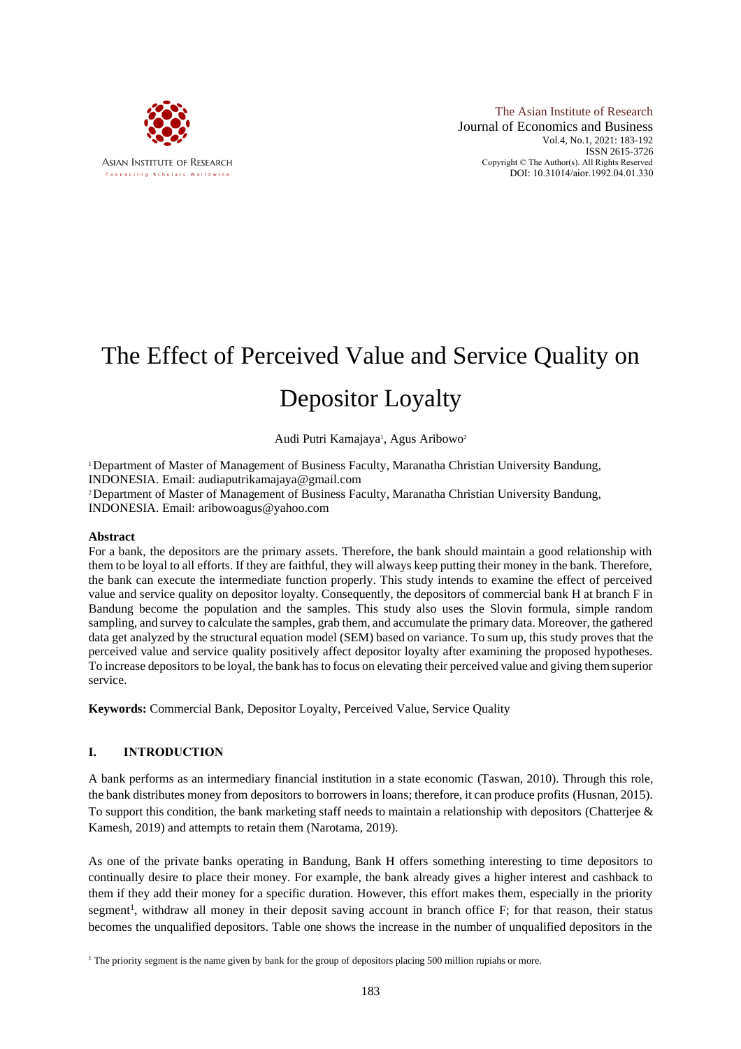# The Effect of Perceived Value and Service Quality on Depositor Loyalty

Audi Putri Kamajaya[1], Agus Aribowo[2]

[1] Department of Master of Management of Business Faculty, Maranatha Christian University Bandung, INDONESIA. Email: audiaputrikamajaya@gmail.com

[2] Department of Master of Management of Business Faculty, Maranatha Christian University Bandung, INDONESIA. Email: aribowoagus@yahoo.com

## Abstract

For a bank, the depositors are the primary assets. Therefore, the bank should maintain a good relationship with them to be loyal to all efforts. If they are faithful, they will always keep putting their money in the bank. Therefore, the bank can execute the intermediate function properly. This study intends to examine the effect of perceived value and service quality on depositor loyalty. Consequently, the depositors of commercial bank H at branch F in Bandung become the population and the samples. This study also uses the Slovin formula, simple random sampling, and survey to calculate the samples, grab them, and accumulate the primary data. Moreover, the gathered data get analyzed by the structural equation model (SEM) based on variance. To sum up, this study proves that the perceived value and service quality positively affect depositor loyalty after examining the proposed hypotheses. To increase depositors to be loyal, the bank has to focus on elevating their perceived value and giving them superior service.

**Keywords:** Commercial Bank, Depositor Loyalty, Perceived Value, Service Quality

## I. INTRODUCTION

A bank performs as an intermediary financial institution in a state economic (Taswan, 2010). Through this role, the bank distributes money from depositors to borrowers in loans; therefore, it can produce profits (Husnan, 2015). To support this condition, the bank marketing staff needs to maintain a relationship with depositors (Chatterjee & Kamesh, 2019) and attempts to retain them (Narotama, 2019).

As one of the private banks operating in Bandung, Bank H offers something interesting to time depositors to continually desire to place their money. For example, the bank already gives a higher interest and cashback to them if they add their money for a specific duration. However, this effort makes them, especially in the priority segment[1], withdraw all money in their deposit saving account in branch office F; for that reason, their status becomes the unqualified depositors. Table one shows the increase in the number of unqualified depositors in the

[1] The priority segment is the name given by bank for the group of depositors placing 500 million rupiahs or more.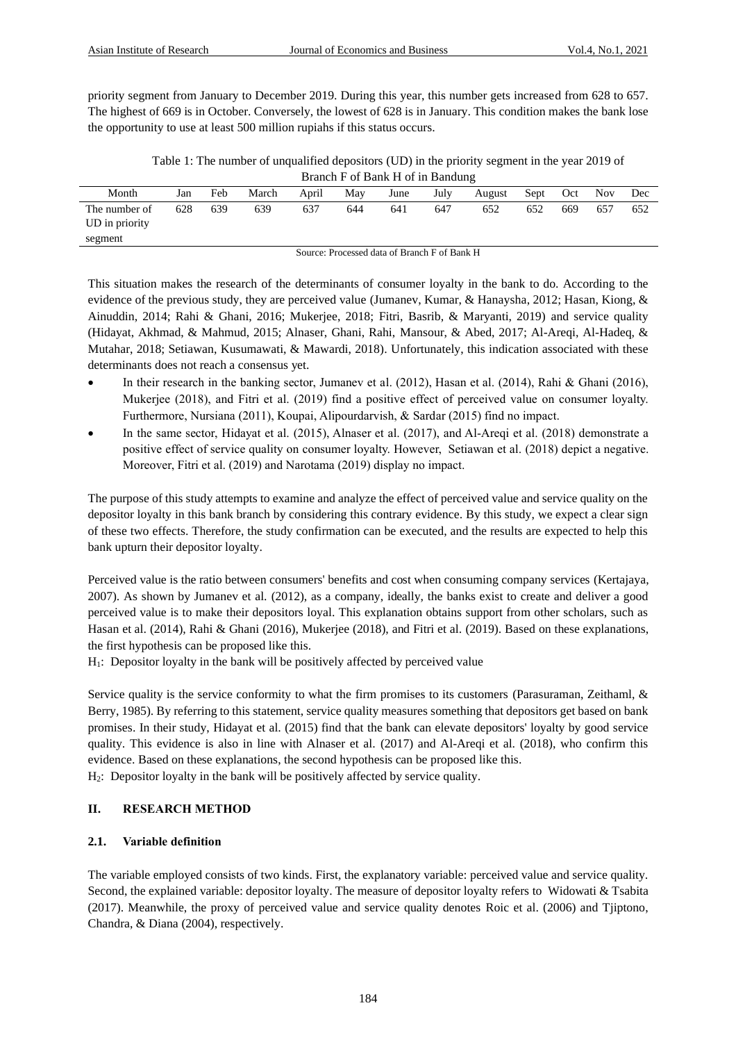priority segment from January to December 2019. During this year, this number gets increased from 628 to 657. The highest of 669 is in October. Conversely, the lowest of 628 is in January. This condition makes the bank lose the opportunity to use at least 500 million rupiahs if this status occurs.

Table 1: The number of unqualified depositors (UD) in the priority segment in the year 2019 of Branch F of Bank H of in Bandung

| Month | Jan | Feb | March | April | May | June | July | August | Sept | Oct | Nov | Dec |
|---|---|---|---|---|---|---|---|---|---|---|---|---|
| The number of UD in priority segment | 628 | 639 | 639 | 637 | 644 | 641 | 647 | 652 | 652 | 669 | 657 | 652 |

Source: Processed data of Branch F of Bank H

This situation makes the research of the determinants of consumer loyalty in the bank to do. According to the evidence of the previous study, they are perceived value (Jumanev, Kumar, & Hanaysha, 2012; Hasan, Kiong, & Ainuddin, 2014; Rahi & Ghani, 2016; Mukerjee, 2018; Fitri, Basrib, & Maryanti, 2019) and service quality (Hidayat, Akhmad, & Mahmud, 2015; Alnaser, Ghani, Rahi, Mansour, & Abed, 2017; Al-Areqi, Al-Hadeq, & Mutahar, 2018; Setiawan, Kusumawati, & Mawardi, 2018). Unfortunately, this indication associated with these determinants does not reach a consensus yet.

- In their research in the banking sector, Jumanev et al. (2012), Hasan et al. (2014), Rahi & Ghani (2016), Mukerjee (2018), and Fitri et al. (2019) find a positive effect of perceived value on consumer loyalty. Furthermore, Nursiana (2011), Koupai, Alipourdarvish, & Sardar (2015) find no impact.
- In the same sector, Hidayat et al. (2015), Alnaser et al. (2017), and Al-Areqi et al. (2018) demonstrate a positive effect of service quality on consumer loyalty. However, Setiawan et al. (2018) depict a negative. Moreover, Fitri et al. (2019) and Narotama (2019) display no impact.

The purpose of this study attempts to examine and analyze the effect of perceived value and service quality on the depositor loyalty in this bank branch by considering this contrary evidence. By this study, we expect a clear sign of these two effects. Therefore, the study confirmation can be executed, and the results are expected to help this bank upturn their depositor loyalty.

Perceived value is the ratio between consumers' benefits and cost when consuming company services (Kertajaya, 2007). As shown by Jumanev et al. (2012), as a company, ideally, the banks exist to create and deliver a good perceived value is to make their depositors loyal. This explanation obtains support from other scholars, such as Hasan et al. (2014), Rahi & Ghani (2016), Mukerjee (2018), and Fitri et al. (2019). Based on these explanations, the first hypothesis can be proposed like this.

$H_1$: Depositor loyalty in the bank will be positively affected by perceived value

Service quality is the service conformity to what the firm promises to its customers (Parasuraman, Zeithaml, & Berry, 1985). By referring to this statement, service quality measures something that depositors get based on bank promises. In their study, Hidayat et al. (2015) find that the bank can elevate depositors' loyalty by good service quality. This evidence is also in line with Alnaser et al. (2017) and Al-Areqi et al. (2018), who confirm this evidence. Based on these explanations, the second hypothesis can be proposed like this.

$H_2$: Depositor loyalty in the bank will be positively affected by service quality.

## II. RESEARCH METHOD

### 2.1. Variable definition

The variable employed consists of two kinds. First, the explanatory variable: perceived value and service quality. Second, the explained variable: depositor loyalty. The measure of depositor loyalty refers to Widowati & Tsabita (2017). Meanwhile, the proxy of perceived value and service quality denotes Roic et al. (2006) and Tjiptono, Chandra, & Diana (2004), respectively.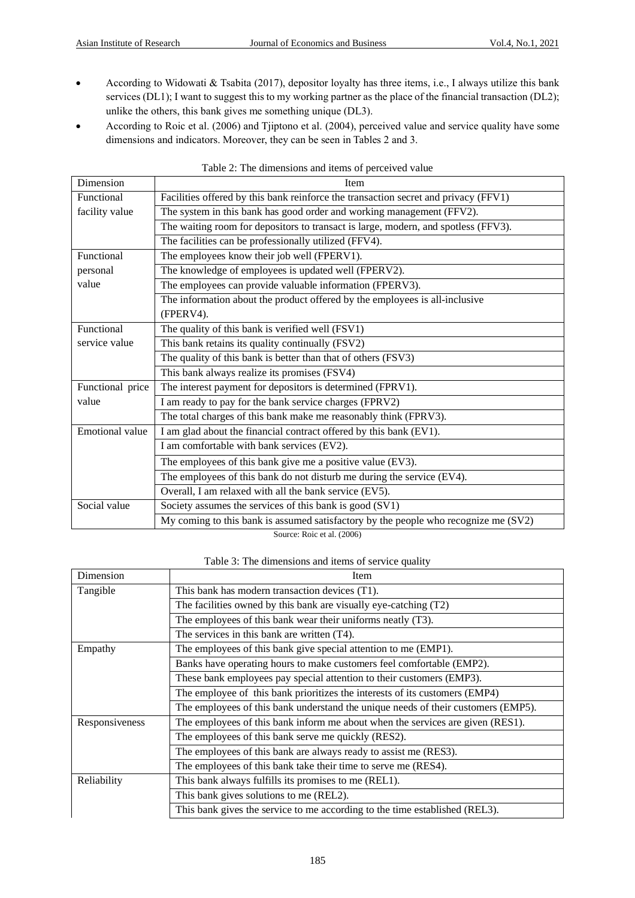- According to Widowati & Tsabita (2017), depositor loyalty has three items, i.e., I always utilize this bank services (DL1); I want to suggest this to my working partner as the place of the financial transaction (DL2); unlike the others, this bank gives me something unique (DL3).
- According to Roic et al. (2006) and Tjiptono et al. (2004), perceived value and service quality have some dimensions and indicators. Moreover, they can be seen in Tables 2 and 3.

Table 2: The dimensions and items of perceived value

| Dimension | Item |
|---|---|
| Functional facility value | Facilities offered by this bank reinforce the transaction secret and privacy (FFV1) |
| | The system in this bank has good order and working management (FFV2). |
| | The waiting room for depositors to transact is large, modern, and spotless (FFV3). |
| | The facilities can be professionally utilized (FFV4). |
| Functional personal value | The employees know their job well (FPERV1). |
| | The knowledge of employees is updated well (FPERV2). |
| | The employees can provide valuable information (FPERV3). |
| | The information about the product offered by the employees is all-inclusive (FPERV4). |
| Functional service value | The quality of this bank is verified well (FSV1) |
| | This bank retains its quality continually (FSV2) |
| | The quality of this bank is better than that of others (FSV3) |
| | This bank always realize its promises (FSV4) |
| Functional price value | The interest payment for depositors is determined (FPRV1). |
| | I am ready to pay for the bank service charges (FPRV2) |
| | The total charges of this bank make me reasonably think (FPRV3). |
| Emotional value | I am glad about the financial contract offered by this bank (EV1). |
| | I am comfortable with bank services (EV2). |
| | The employees of this bank give me a positive value (EV3). |
| | The employees of this bank do not disturb me during the service (EV4). |
| | Overall, I am relaxed with all the bank service (EV5). |
| Social value | Society assumes the services of this bank is good (SV1) |
| | My coming to this bank is assumed satisfactory by the people who recognize me (SV2) |

Source: Roic et al. (2006)

Table 3: The dimensions and items of service quality

| Dimension | Item |
|---|---|
| Tangible | This bank has modern transaction devices (T1). |
| | The facilities owned by this bank are visually eye-catching (T2) |
| | The employees of this bank wear their uniforms neatly (T3). |
| | The services in this bank are written (T4). |
| Empathy | The employees of this bank give special attention to me (EMP1). |
| | Banks have operating hours to make customers feel comfortable (EMP2). |
| | These bank employees pay special attention to their customers (EMP3). |
| | The employee of this bank prioritizes the interests of its customers (EMP4) |
| | The employees of this bank understand the unique needs of their customers (EMP5). |
| Responsiveness | The employees of this bank inform me about when the services are given (RES1). |
| | The employees of this bank serve me quickly (RES2). |
| | The employees of this bank are always ready to assist me (RES3). |
| | The employees of this bank take their time to serve me (RES4). |
| Reliability | This bank always fulfills its promises to me (REL1). |
| | This bank gives solutions to me (REL2). |
| | This bank gives the service to me according to the time established (REL3). |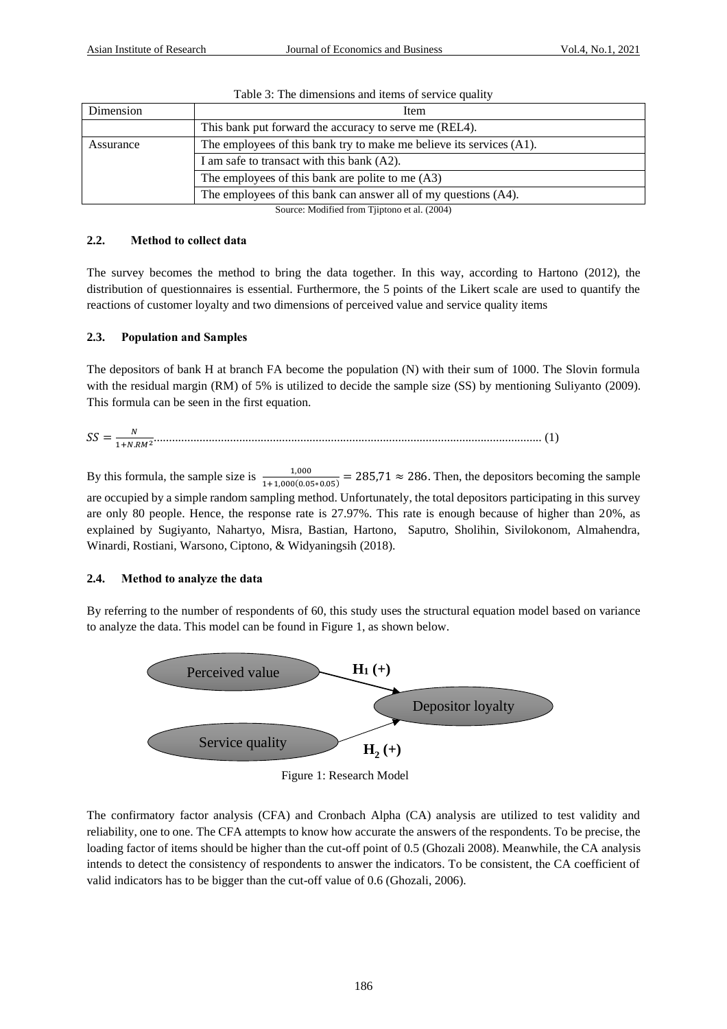Table 3: The dimensions and items of service quality

| Dimension | Item |
|---|---|
| | This bank put forward the accuracy to serve me (REL4). |
| Assurance | The employees of this bank try to make me believe its services (A1). |
| | I am safe to transact with this bank (A2). |
| | The employees of this bank are polite to me (A3) |
| | The employees of this bank can answer all of my questions (A4). |

Source: Modified from Tjiptono et al. (2004)

### 2.2. Method to collect data

The survey becomes the method to bring the data together. In this way, according to Hartono (2012), the distribution of questionnaires is essential. Furthermore, the 5 points of the Likert scale are used to quantify the reactions of customer loyalty and two dimensions of perceived value and service quality items

### 2.3. Population and Samples

The depositors of bank H at branch FA become the population (N) with their sum of 1000. The Slovin formula with the residual margin (RM) of 5% is utilized to decide the sample size (SS) by mentioning Suliyanto (2009). This formula can be seen in the first equation.

$$SS = \frac{N}{1+N.RM^2} \quad (1)$$

By this formula, the sample size is $\frac{1{,}000}{1+1{,}000(0.05*0.05)} = 285{,}71 \approx 286$. Then, the depositors becoming the sample are occupied by a simple random sampling method. Unfortunately, the total depositors participating in this survey are only 80 people. Hence, the response rate is 27.97%. This rate is enough because of higher than 20%, as explained by Sugiyanto, Nahartyo, Misra, Bastian, Hartono, Saputro, Sholihin, Sivilokonom, Almahendra, Winardi, Rostiani, Warsono, Ciptono, & Widyaningsih (2018).

### 2.4. Method to analyze the data

By referring to the number of respondents of 60, this study uses the structural equation model based on variance to analyze the data. This model can be found in Figure 1, as shown below.

Perceived value → ($H_1$ (+)) → Depositor loyalty

Service quality → ($H_2$ (+)) → Depositor loyalty

Figure 1: Research Model

The confirmatory factor analysis (CFA) and Cronbach Alpha (CA) analysis are utilized to test validity and reliability, one to one. The CFA attempts to know how accurate the answers of the respondents. To be precise, the loading factor of items should be higher than the cut-off point of 0.5 (Ghozali 2008). Meanwhile, the CA analysis intends to detect the consistency of respondents to answer the indicators. To be consistent, the CA coefficient of valid indicators has to be bigger than the cut-off value of 0.6 (Ghozali, 2006).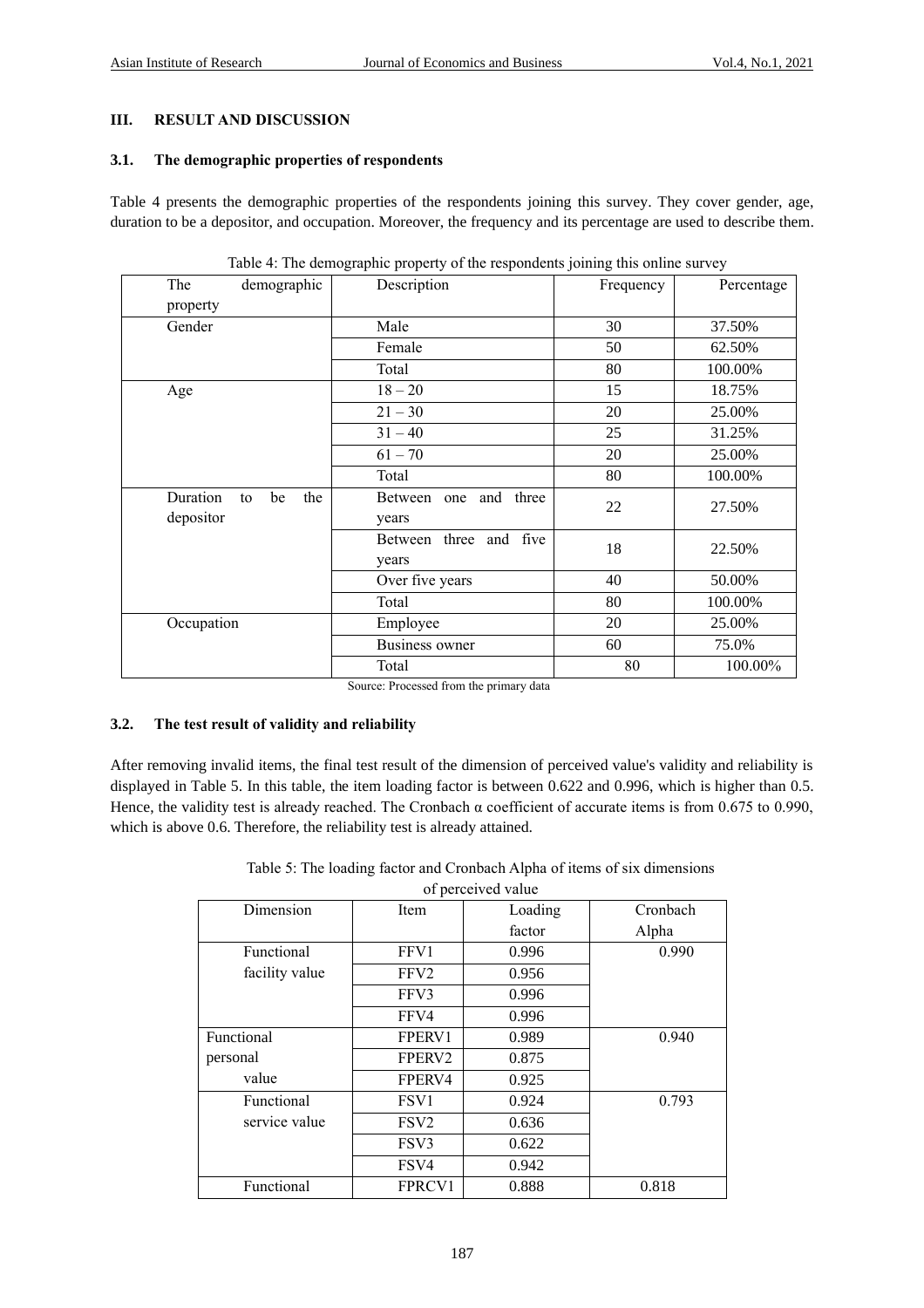## III. RESULT AND DISCUSSION

### 3.1. The demographic properties of respondents

Table 4 presents the demographic properties of the respondents joining this survey. They cover gender, age, duration to be a depositor, and occupation. Moreover, the frequency and its percentage are used to describe them.

Table 4: The demographic property of the respondents joining this online survey

| The demographic property | Description | Frequency | Percentage |
|---|---|---|---|
| Gender | Male | 30 | 37.50% |
| | Female | 50 | 62.50% |
| | Total | 80 | 100.00% |
| Age | 18 – 20 | 15 | 18.75% |
| | 21 – 30 | 20 | 25.00% |
| | 31 – 40 | 25 | 31.25% |
| | 61 – 70 | 20 | 25.00% |
| | Total | 80 | 100.00% |
| Duration to be the depositor | Between one and three years | 22 | 27.50% |
| | Between three and five years | 18 | 22.50% |
| | Over five years | 40 | 50.00% |
| | Total | 80 | 100.00% |
| Occupation | Employee | 20 | 25.00% |
| | Business owner | 60 | 75.0% |
| | Total | 80 | 100.00% |

Source: Processed from the primary data

### 3.2. The test result of validity and reliability

After removing invalid items, the final test result of the dimension of perceived value's validity and reliability is displayed in Table 5. In this table, the item loading factor is between 0.622 and 0.996, which is higher than 0.5. Hence, the validity test is already reached. The Cronbach α coefficient of accurate items is from 0.675 to 0.990, which is above 0.6. Therefore, the reliability test is already attained.

Table 5: The loading factor and Cronbach Alpha of items of six dimensions of perceived value

| Dimension | Item | Loading factor | Cronbach Alpha |
|---|---|---|---|
| Functional facility value | FFV1 | 0.996 | 0.990 |
| | FFV2 | 0.956 | |
| | FFV3 | 0.996 | |
| | FFV4 | 0.996 | |
| Functional personal value | FPERV1 | 0.989 | 0.940 |
| | FPERV2 | 0.875 | |
| | FPERV4 | 0.925 | |
| Functional service value | FSV1 | 0.924 | 0.793 |
| | FSV2 | 0.636 | |
| | FSV3 | 0.622 | |
| | FSV4 | 0.942 | |
| Functional | FPRCV1 | 0.888 | 0.818 |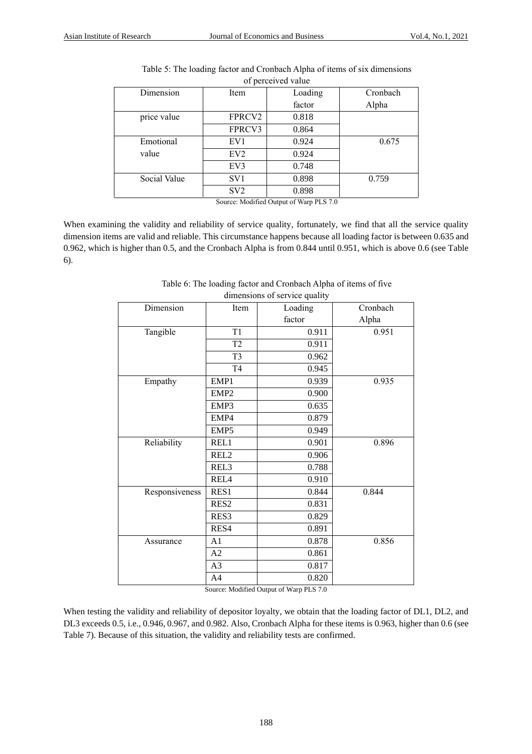Table 5: The loading factor and Cronbach Alpha of items of six dimensions of perceived value

| Dimension | Item | Loading factor | Cronbach Alpha |
|---|---|---|---|
| price value | FPRCV2 | 0.818 | |
| | FPRCV3 | 0.864 | |
| Emotional value | EV1 | 0.924 | 0.675 |
| | EV2 | 0.924 | |
| | EV3 | 0.748 | |
| Social Value | SV1 | 0.898 | 0.759 |
| | SV2 | 0.898 | |

Source: Modified Output of Warp PLS 7.0

When examining the validity and reliability of service quality, fortunately, we find that all the service quality dimension items are valid and reliable. This circumstance happens because all loading factor is between 0.635 and 0.962, which is higher than 0.5, and the Cronbach Alpha is from 0.844 until 0.951, which is above 0.6 (see Table 6).

Table 6: The loading factor and Cronbach Alpha of items of five dimensions of service quality

| Dimension | Item | Loading factor | Cronbach Alpha |
|---|---|---|---|
| Tangible | T1 | 0.911 | 0.951 |
| | T2 | 0.911 | |
| | T3 | 0.962 | |
| | T4 | 0.945 | |
| Empathy | EMP1 | 0.939 | 0.935 |
| | EMP2 | 0.900 | |
| | EMP3 | 0.635 | |
| | EMP4 | 0.879 | |
| | EMP5 | 0.949 | |
| Reliability | REL1 | 0.901 | 0.896 |
| | REL2 | 0.906 | |
| | REL3 | 0.788 | |
| | REL4 | 0.910 | |
| Responsiveness | RES1 | 0.844 | 0.844 |
| | RES2 | 0.831 | |
| | RES3 | 0.829 | |
| | RES4 | 0.891 | |
| Assurance | A1 | 0.878 | 0.856 |
| | A2 | 0.861 | |
| | A3 | 0.817 | |
| | A4 | 0.820 | |

Source: Modified Output of Warp PLS 7.0

When testing the validity and reliability of depositor loyalty, we obtain that the loading factor of DL1, DL2, and DL3 exceeds 0.5, i.e., 0.946, 0.967, and 0.982. Also, Cronbach Alpha for these items is 0.963, higher than 0.6 (see Table 7). Because of this situation, the validity and reliability tests are confirmed.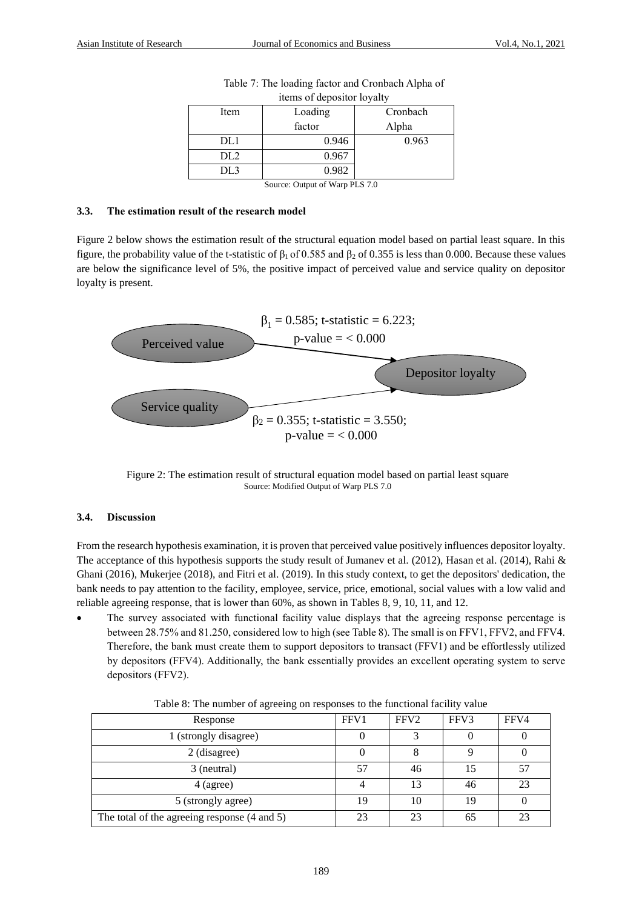Table 7: The loading factor and Cronbach Alpha of items of depositor loyalty

| Item | Loading factor | Cronbach Alpha |
|---|---|---|
| DL1 | 0.946 | 0.963 |
| DL2 | 0.967 | |
| DL3 | 0.982 | |

Source: Output of Warp PLS 7.0

### 3.3. The estimation result of the research model

Figure 2 below shows the estimation result of the structural equation model based on partial least square. In this figure, the probability value of the t-statistic of $\beta_1$ of 0.585 and $\beta_2$ of 0.355 is less than 0.000. Because these values are below the significance level of 5%, the positive impact of perceived value and service quality on depositor loyalty is present.

Perceived value → Depositor loyalty: $\beta_1$ = 0.585; t-statistic = 6.223; p-value = < 0.000

Service quality → Depositor loyalty: $\beta_2$ = 0.355; t-statistic = 3.550; p-value = < 0.000

Figure 2: The estimation result of structural equation model based on partial least square
Source: Modified Output of Warp PLS 7.0

### 3.4. Discussion

From the research hypothesis examination, it is proven that perceived value positively influences depositor loyalty. The acceptance of this hypothesis supports the study result of Jumanev et al. (2012), Hasan et al. (2014), Rahi & Ghani (2016), Mukerjee (2018), and Fitri et al. (2019). In this study context, to get the depositors' dedication, the bank needs to pay attention to the facility, employee, service, price, emotional, social values with a low valid and reliable agreeing response, that is lower than 60%, as shown in Tables 8, 9, 10, 11, and 12.

- The survey associated with functional facility value displays that the agreeing response percentage is between 28.75% and 81.250, considered low to high (see Table 8). The small is on FFV1, FFV2, and FFV4. Therefore, the bank must create them to support depositors to transact (FFV1) and be effortlessly utilized by depositors (FFV4). Additionally, the bank essentially provides an excellent operating system to serve depositors (FFV2).

Table 8: The number of agreeing on responses to the functional facility value

| Response | FFV1 | FFV2 | FFV3 | FFV4 |
|---|---|---|---|---|
| 1 (strongly disagree) | 0 | 3 | 0 | 0 |
| 2 (disagree) | 0 | 8 | 9 | 0 |
| 3 (neutral) | 57 | 46 | 15 | 57 |
| 4 (agree) | 4 | 13 | 46 | 23 |
| 5 (strongly agree) | 19 | 10 | 19 | 0 |
| The total of the agreeing response (4 and 5) | 23 | 23 | 65 | 23 |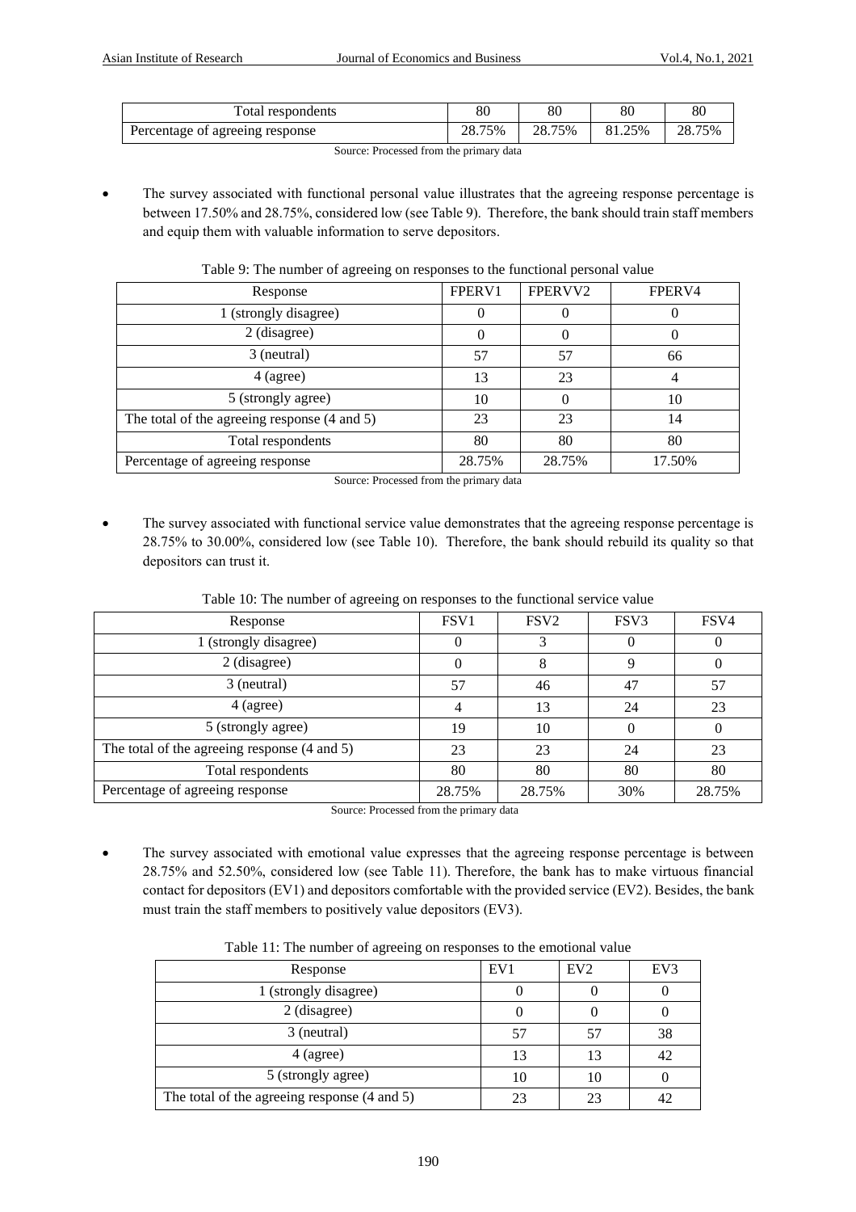| Total respondents | 80 | 80 | 80 | 80 |
|---|---|---|---|---|
| Percentage of agreeing response | 28.75% | 28.75% | 81.25% | 28.75% |

Source: Processed from the primary data

- The survey associated with functional personal value illustrates that the agreeing response percentage is between 17.50% and 28.75%, considered low (see Table 9). Therefore, the bank should train staff members and equip them with valuable information to serve depositors.

Table 9: The number of agreeing on responses to the functional personal value

| Response | FPERV1 | FPERVV2 | FPERV4 |
|---|---|---|---|
| 1 (strongly disagree) | 0 | 0 | 0 |
| 2 (disagree) | 0 | 0 | 0 |
| 3 (neutral) | 57 | 57 | 66 |
| 4 (agree) | 13 | 23 | 4 |
| 5 (strongly agree) | 10 | 0 | 10 |
| The total of the agreeing response (4 and 5) | 23 | 23 | 14 |
| Total respondents | 80 | 80 | 80 |
| Percentage of agreeing response | 28.75% | 28.75% | 17.50% |

Source: Processed from the primary data

- The survey associated with functional service value demonstrates that the agreeing response percentage is 28.75% to 30.00%, considered low (see Table 10). Therefore, the bank should rebuild its quality so that depositors can trust it.

Table 10: The number of agreeing on responses to the functional service value

| Response | FSV1 | FSV2 | FSV3 | FSV4 |
|---|---|---|---|---|
| 1 (strongly disagree) | 0 | 3 | 0 | 0 |
| 2 (disagree) | 0 | 8 | 9 | 0 |
| 3 (neutral) | 57 | 46 | 47 | 57 |
| 4 (agree) | 4 | 13 | 24 | 23 |
| 5 (strongly agree) | 19 | 10 | 0 | 0 |
| The total of the agreeing response (4 and 5) | 23 | 23 | 24 | 23 |
| Total respondents | 80 | 80 | 80 | 80 |
| Percentage of agreeing response | 28.75% | 28.75% | 30% | 28.75% |

Source: Processed from the primary data

- The survey associated with emotional value expresses that the agreeing response percentage is between 28.75% and 52.50%, considered low (see Table 11). Therefore, the bank has to make virtuous financial contact for depositors (EV1) and depositors comfortable with the provided service (EV2). Besides, the bank must train the staff members to positively value depositors (EV3).

Table 11: The number of agreeing on responses to the emotional value

| Response | EV1 | EV2 | EV3 |
|---|---|---|---|
| 1 (strongly disagree) | 0 | 0 | 0 |
| 2 (disagree) | 0 | 0 | 0 |
| 3 (neutral) | 57 | 57 | 38 |
| 4 (agree) | 13 | 13 | 42 |
| 5 (strongly agree) | 10 | 10 | 0 |
| The total of the agreeing response (4 and 5) | 23 | 23 | 42 |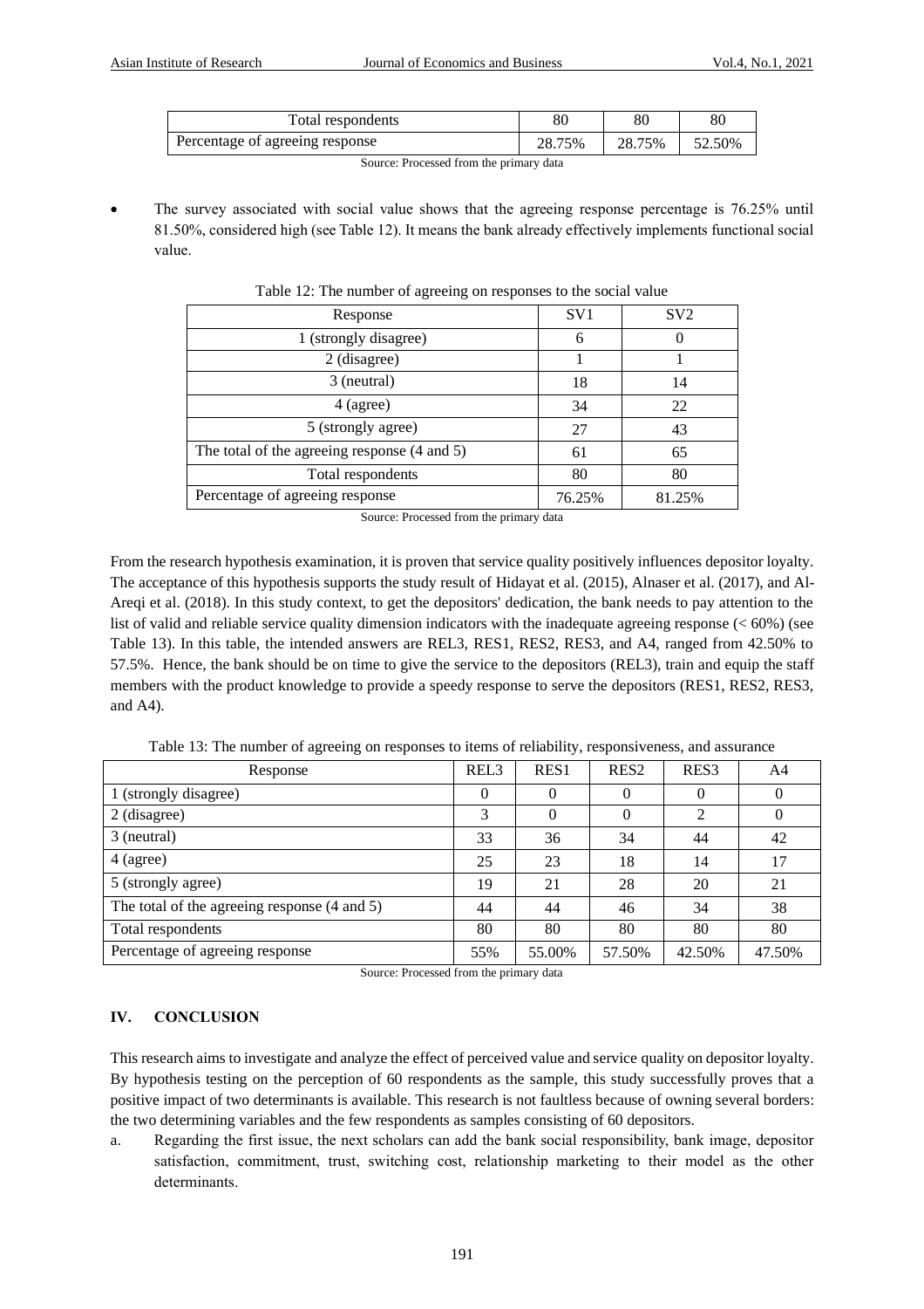| Total respondents | 80 | 80 | 80 |
| --- | --- | --- | --- |
| Percentage of agreeing response | 28.75% | 28.75% | 52.50% |

Source: Processed from the primary data

- The survey associated with social value shows that the agreeing response percentage is 76.25% until 81.50%, considered high (see Table 12). It means the bank already effectively implements functional social value.

Table 12: The number of agreeing on responses to the social value

| Response | SV1 | SV2 |
| --- | --- | --- |
| 1 (strongly disagree) | 6 | 0 |
| 2 (disagree) | 1 | 1 |
| 3 (neutral) | 18 | 14 |
| 4 (agree) | 34 | 22 |
| 5 (strongly agree) | 27 | 43 |
| The total of the agreeing response (4 and 5) | 61 | 65 |
| Total respondents | 80 | 80 |
| Percentage of agreeing response | 76.25% | 81.25% |

Source: Processed from the primary data

From the research hypothesis examination, it is proven that service quality positively influences depositor loyalty. The acceptance of this hypothesis supports the study result of Hidayat et al. (2015), Alnaser et al. (2017), and Al-Areqi et al. (2018). In this study context, to get the depositors' dedication, the bank needs to pay attention to the list of valid and reliable service quality dimension indicators with the inadequate agreeing response (< 60%) (see Table 13). In this table, the intended answers are REL3, RES1, RES2, RES3, and A4, ranged from 42.50% to 57.5%. Hence, the bank should be on time to give the service to the depositors (REL3), train and equip the staff members with the product knowledge to provide a speedy response to serve the depositors (RES1, RES2, RES3, and A4).

Table 13: The number of agreeing on responses to items of reliability, responsiveness, and assurance

| Response | REL3 | RES1 | RES2 | RES3 | A4 |
| --- | --- | --- | --- | --- | --- |
| 1 (strongly disagree) | 0 | 0 | 0 | 0 | 0 |
| 2 (disagree) | 3 | 0 | 0 | 2 | 0 |
| 3 (neutral) | 33 | 36 | 34 | 44 | 42 |
| 4 (agree) | 25 | 23 | 18 | 14 | 17 |
| 5 (strongly agree) | 19 | 21 | 28 | 20 | 21 |
| The total of the agreeing response (4 and 5) | 44 | 44 | 46 | 34 | 38 |
| Total respondents | 80 | 80 | 80 | 80 | 80 |
| Percentage of agreeing response | 55% | 55.00% | 57.50% | 42.50% | 47.50% |

Source: Processed from the primary data

## IV. CONCLUSION

This research aims to investigate and analyze the effect of perceived value and service quality on depositor loyalty. By hypothesis testing on the perception of 60 respondents as the sample, this study successfully proves that a positive impact of two determinants is available. This research is not faultless because of owning several borders: the two determining variables and the few respondents as samples consisting of 60 depositors.

a. Regarding the first issue, the next scholars can add the bank social responsibility, bank image, depositor satisfaction, commitment, trust, switching cost, relationship marketing to their model as the other determinants.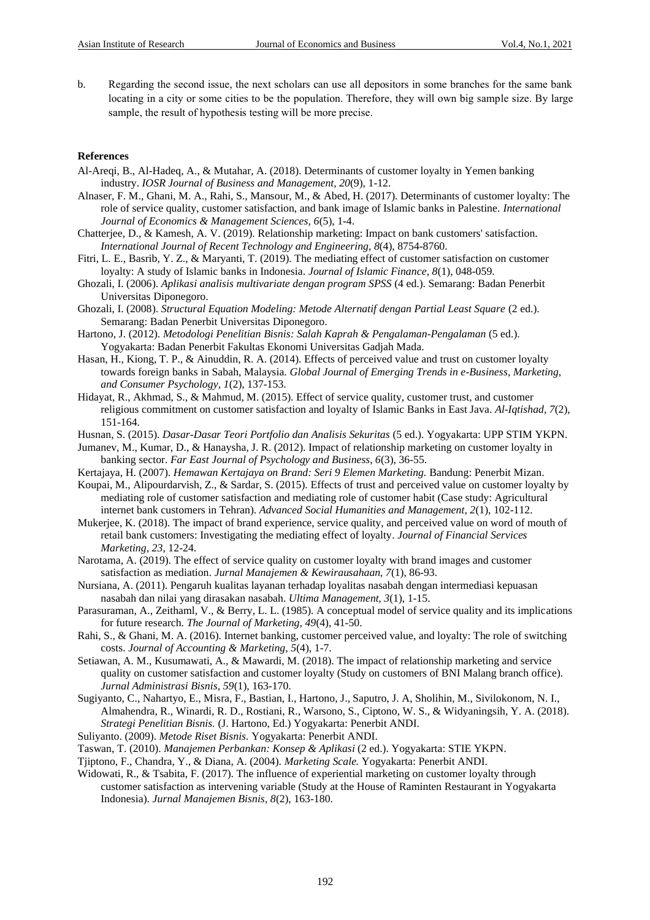b. Regarding the second issue, the next scholars can use all depositors in some branches for the same bank locating in a city or some cities to be the population. Therefore, they will own big sample size. By large sample, the result of hypothesis testing will be more precise.

**References**

Al-Areqi, B., Al-Hadeq, A., & Mutahar, A. (2018). Determinants of customer loyalty in Yemen banking industry. *IOSR Journal of Business and Management, 20*(9), 1-12.

Alnaser, F. M., Ghani, M. A., Rahi, S., Mansour, M., & Abed, H. (2017). Determinants of customer loyalty: The role of service quality, customer satisfaction, and bank image of Islamic banks in Palestine. *International Journal of Economics & Management Sciences, 6*(5), 1-4.

Chatterjee, D., & Kamesh, A. V. (2019). Relationship marketing: Impact on bank customers' satisfaction. *International Journal of Recent Technology and Engineering, 8*(4), 8754-8760.

Fitri, L. E., Basrib, Y. Z., & Maryanti, T. (2019). The mediating effect of customer satisfaction on customer loyalty: A study of Islamic banks in Indonesia. *Journal of Islamic Finance, 8*(1), 048-059.

Ghozali, I. (2006). *Aplikasi analisis multivariate dengan program SPSS* (4 ed.). Semarang: Badan Penerbit Universitas Diponegoro.

Ghozali, I. (2008). *Structural Equation Modeling: Metode Alternatif dengan Partial Least Square* (2 ed.). Semarang: Badan Penerbit Universitas Diponegoro.

Hartono, J. (2012). *Metodologi Penelitian Bisnis: Salah Kaprah & Pengalaman-Pengalaman* (5 ed.). Yogyakarta: Badan Penerbit Fakultas Ekonomi Universitas Gadjah Mada.

Hasan, H., Kiong, T. P., & Ainuddin, R. A. (2014). Effects of perceived value and trust on customer loyalty towards foreign banks in Sabah, Malaysia. *Global Journal of Emerging Trends in e-Business, Marketing, and Consumer Psychology, 1*(2), 137-153.

Hidayat, R., Akhmad, S., & Mahmud, M. (2015). Effect of service quality, customer trust, and customer religious commitment on customer satisfaction and loyalty of Islamic Banks in East Java. *Al-Iqtishad, 7*(2), 151-164.

Husnan, S. (2015). *Dasar-Dasar Teori Portfolio dan Analisis Sekuritas* (5 ed.). Yogyakarta: UPP STIM YKPN.

Jumanev, M., Kumar, D., & Hanaysha, J. R. (2012). Impact of relationship marketing on customer loyalty in banking sector. *Far East Journal of Psychology and Business, 6*(3), 36-55.

Kertajaya, H. (2007). *Hemawan Kertajaya on Brand: Seri 9 Elemen Marketing.* Bandung: Penerbit Mizan.

Koupai, M., Alipourdarvish, Z., & Sardar, S. (2015). Effects of trust and perceived value on customer loyalty by mediating role of customer satisfaction and mediating role of customer habit (Case study: Agricultural internet bank customers in Tehran). *Advanced Social Humanities and Management, 2*(1), 102-112.

Mukerjee, K. (2018). The impact of brand experience, service quality, and perceived value on word of mouth of retail bank customers: Investigating the mediating effect of loyalty. *Journal of Financial Services Marketing, 23,* 12-24.

Narotama, A. (2019). The effect of service quality on customer loyalty with brand images and customer satisfaction as mediation. *Jurnal Manajemen & Kewirausahaan, 7*(1), 86-93.

Nursiana, A. (2011). Pengaruh kualitas layanan terhadap loyalitas nasabah dengan intermediasi kepuasan nasabah dan nilai yang dirasakan nasabah. *Ultima Management, 3*(1), 1-15.

Parasuraman, A., Zeithaml, V., & Berry, L. L. (1985). A conceptual model of service quality and its implications for future research. *The Journal of Marketing, 49*(4), 41-50.

Rahi, S., & Ghani, M. A. (2016). Internet banking, customer perceived value, and loyalty: The role of switching costs. *Journal of Accounting & Marketing, 5*(4), 1-7.

Setiawan, A. M., Kusumawati, A., & Mawardi, M. (2018). The impact of relationship marketing and service quality on customer satisfaction and customer loyalty (Study on customers of BNI Malang branch office). *Jurnal Administrasi Bisnis, 59*(1), 163-170.

Sugiyanto, C., Nahartyo, E., Misra, F., Bastian, I., Hartono, J., Saputro, J. A, Sholihin, M., Sivilokonom, N. I., Almahendra, R., Winardi, R. D., Rostiani, R., Warsono, S., Ciptono, W. S., & Widyaningsih, Y. A. (2018). *Strategi Penelitian Bisnis.* (J. Hartono, Ed.) Yogyakarta: Penerbit ANDI.

Suliyanto. (2009). *Metode Riset Bisnis.* Yogyakarta: Penerbit ANDI.

Taswan, T. (2010). *Manajemen Perbankan: Konsep & Aplikasi* (2 ed.). Yogyakarta: STIE YKPN.

Tjiptono, F., Chandra, Y., & Diana, A. (2004). *Marketing Scale.* Yogyakarta: Penerbit ANDI.

Widowati, R., & Tsabita, F. (2017). The influence of experiential marketing on customer loyalty through customer satisfaction as intervening variable (Study at the House of Raminten Restaurant in Yogyakarta Indonesia). *Jurnal Manajemen Bisnis, 8*(2), 163-180.